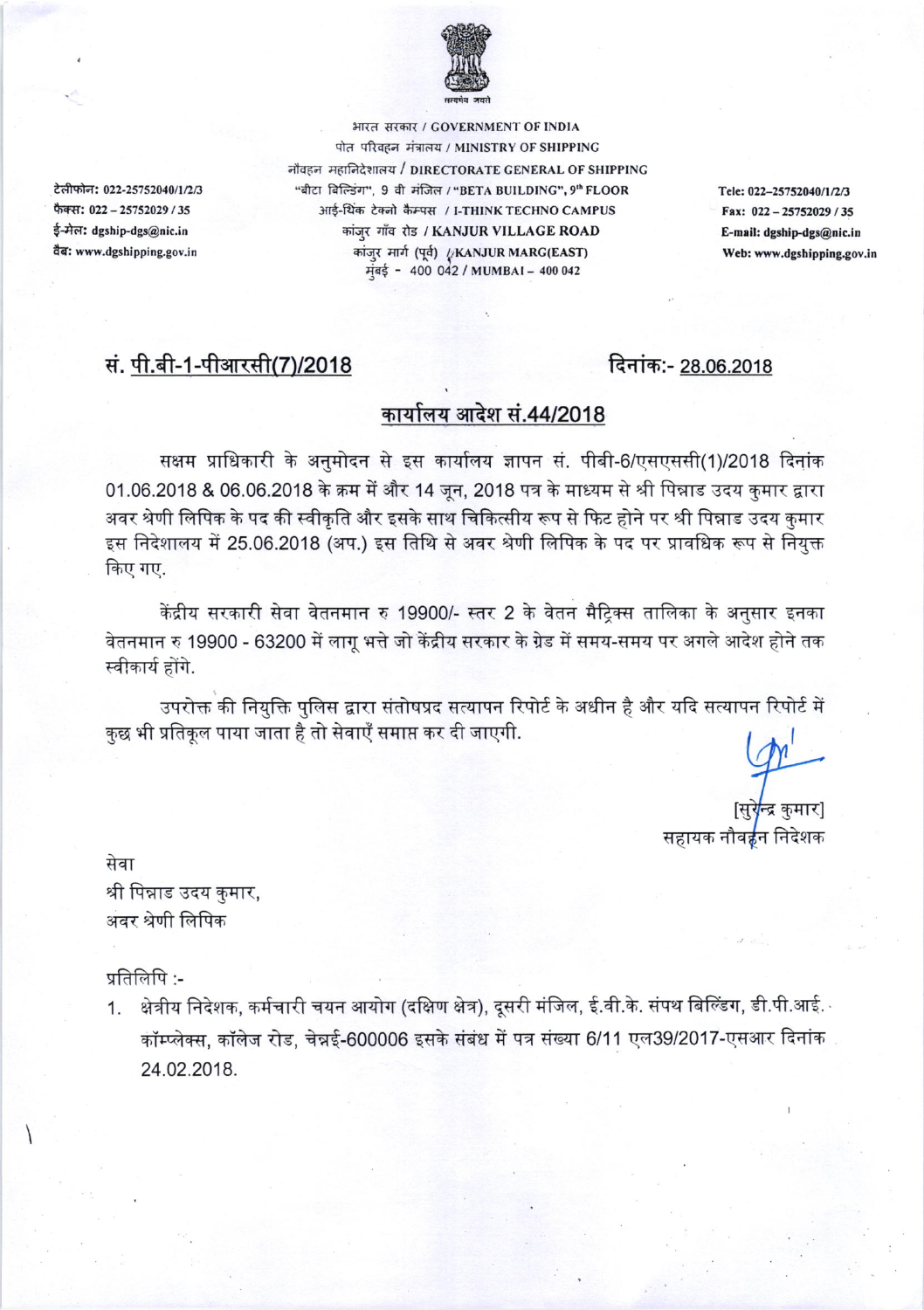सत्यमेव जयते

भारत सरकार / GOVERNMENT OF INDIA
पोत परिवहन मंत्रालय / MINISTRY OF SHIPPING
नौवहन महानिदेशालय / DIRECTORATE GENERAL OF SHIPPING
"बीटा बिल्डिंग", 9 वी मंजिल / "BETA BUILDING", 9th FLOOR
आई-थिंक टेक्नो कैम्पस / I-THINK TECHNO CAMPUS
कांजुर गाँव रोड / KANJUR VILLAGE ROAD
कांजुर मार्ग (पूर्व) / KANJUR MARG(EAST)
मुंबई - 400 042 / MUMBAI – 400 042

टेलीफोन: 022-25752040/1/2/3
फैक्स: 022 – 25752029 / 35
ई-मेल: dgship-dgs@nic.in
वैब: www.dgshipping.gov.in

Tele: 022-25752040/1/2/3
Fax: 022 – 25752029 / 35
E-mail: dgship-dgs@nic.in
Web: www.dgshipping.gov.in

**सं. पी.बी-1-पीआरसी(7)/2018** **दिनांक:- 28.06.2018**

## कार्यालय आदेश सं.44/2018

सक्षम प्राधिकारी के अनुमोदन से इस कार्यालय ज्ञापन सं. पीबी-6/एसएससी(1)/2018 दिनांक 01.06.2018 & 06.06.2018 के क्रम में और 14 जून, 2018 पत्र के माध्यम से श्री पिन्नाड उदय कुमार द्वारा अवर श्रेणी लिपिक के पद की स्वीकृति और इसके साथ चिकित्सीय रूप से फिट होने पर श्री पिन्नाड उदय कुमार इस निदेशालय में 25.06.2018 (अप.) इस तिथि से अवर श्रेणी लिपिक के पद पर प्रावधिक रूप से नियुक्त किए गए.

केंद्रीय सरकारी सेवा वेतनमान रु 19900/- स्तर 2 के वेतन मैट्रिक्स तालिका के अनुसार इनका वेतनमान रु 19900 - 63200 में लागू भत्ते जो केंद्रीय सरकार के ग्रेड में समय-समय पर अगले आदेश होने तक स्वीकार्य होंगे.

उपरोक्त की नियुक्ति पुलिस द्वारा संतोषप्रद सत्यापन रिपोर्ट के अधीन है और यदि सत्यापन रिपोर्ट में कुछ भी प्रतिकूल पाया जाता है तो सेवाएँ समाप्त कर दी जाएगी.

[सुरेन्द्र कुमार]
सहायक नौवहन निदेशक

सेवा
श्री पिन्नाड उदय कुमार,
अवर श्रेणी लिपिक

प्रतिलिपि :-

1. क्षेत्रीय निदेशक, कर्मचारी चयन आयोग (दक्षिण क्षेत्र), दूसरी मंजिल, ई.वी.के. संपथ बिल्डिंग, डी.पी.आई. कॉम्प्लेक्स, कॉलेज रोड, चेन्नई-600006 इसके संबंध में पत्र संख्या 6/11 एल39/2017-एसआर दिनांक 24.02.2018.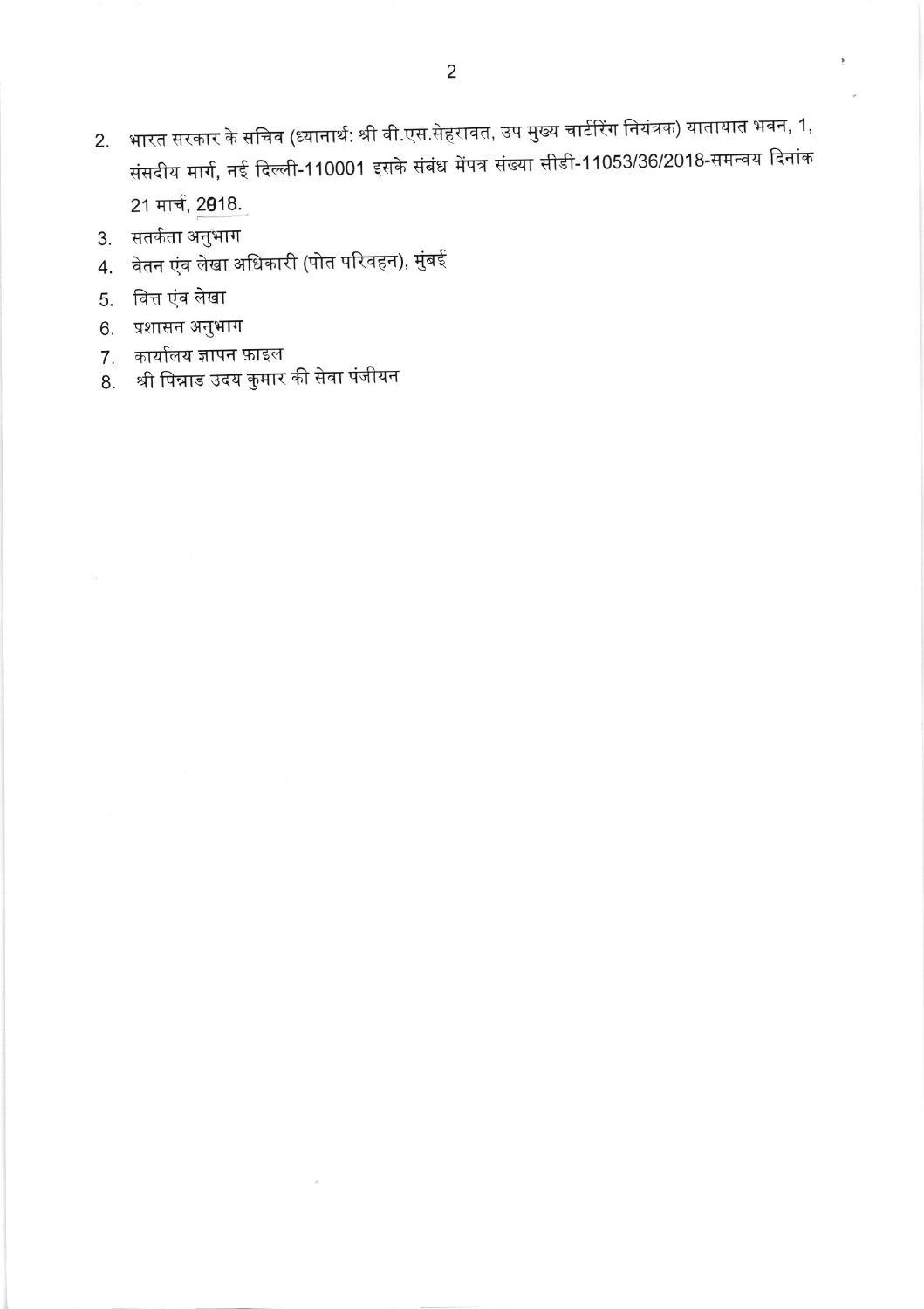2. भारत सरकार के सचिव (ध्यानार्थ: श्री वी.एस.सेहरावत, उप मुख्य चार्टरिंग नियंत्रक) यातायात भवन, 1, संसदीय मार्ग, नई दिल्ली-110001 इसके संबंध मेंपत्र संख्या सीडी-11053/36/2018-समन्वय दिनांक 21 मार्च, 2018.
3. सतर्कता अनुभाग
4. वेतन एंव लेखा अधिकारी (पोत परिवहन), मुंबई
5. वित्त एंव लेखा
6. प्रशासन अनुभाग
7. कार्यालय ज्ञापन फ़ाइल
8. श्री पिन्नाड उदय कुमार की सेवा पंजीयन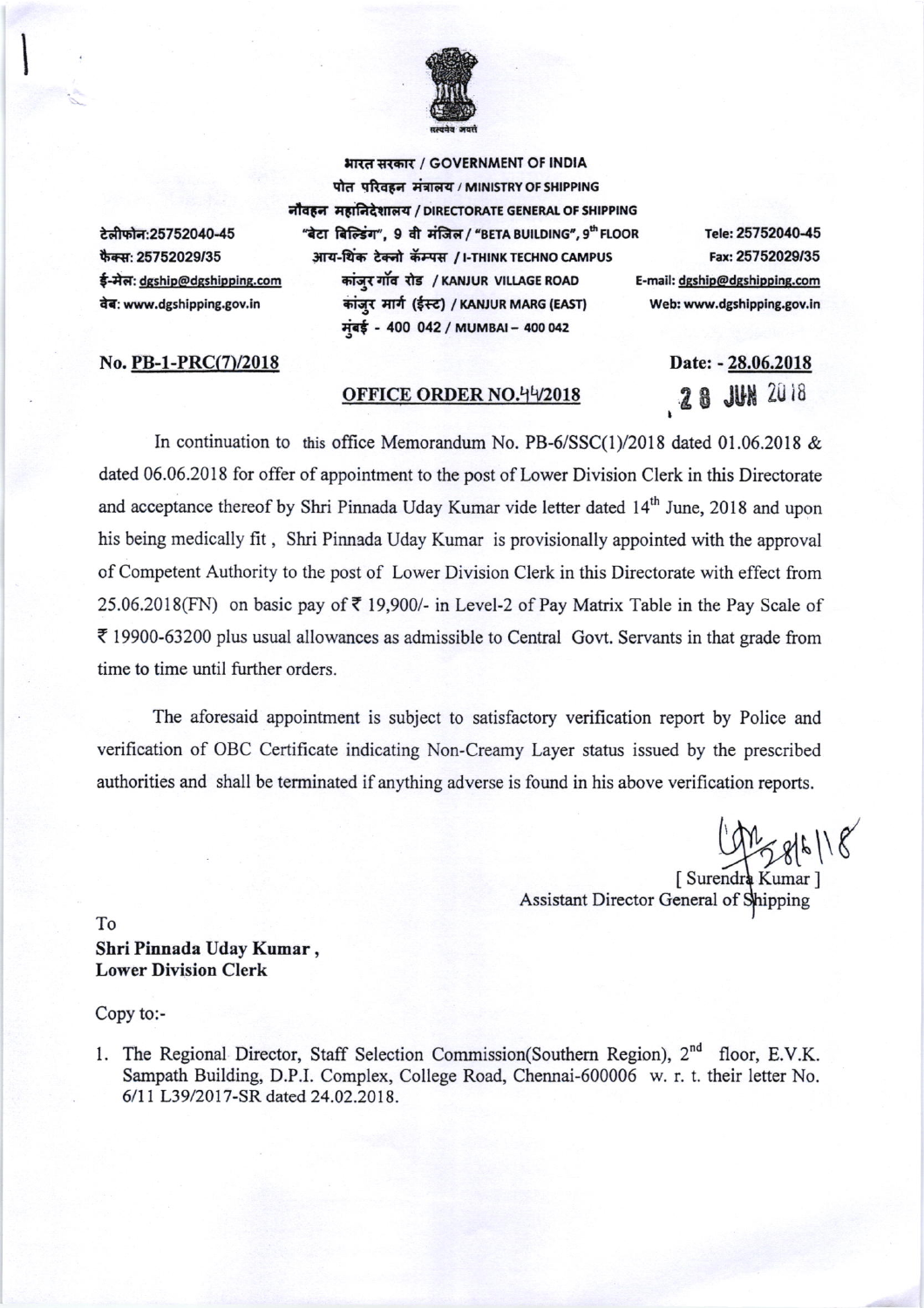भारत सरकार / GOVERNMENT OF INDIA
पोत परिवहन मंत्रालय / MINISTRY OF SHIPPING
नौवहन महानिदेशालय / DIRECTORATE GENERAL OF SHIPPING
"बेटा बिल्डिंग", 9 वी मंजिल / "BETA BUILDING", 9th FLOOR
आय-थिंक टेक्नो कॅम्पस / I-THINK TECHNO CAMPUS
कांजुर गाँव रोड / KANJUR VILLAGE ROAD
कांजुर मार्ग (ईस्ट) / KANJUR MARG (EAST)
मुंबई - 400 042 / MUMBAI – 400 042

टेलीफोन:25752040-45
फैक्स: 25752029/35
ई-मेल: dgship@dgshipping.com
वेब: www.dgshipping.gov.in

Tele: 25752040-45
Fax: 25752029/35
E-mail: dgship@dgshipping.com
Web: www.dgshipping.gov.in

No. PB-1-PRC(7)/2018

Date: - 28.06.2018

28 JUN 2018

**OFFICE ORDER NO.44/2018**

In continuation to this office Memorandum No. PB-6/SSC(1)/2018 dated 01.06.2018 & dated 06.06.2018 for offer of appointment to the post of Lower Division Clerk in this Directorate and acceptance thereof by Shri Pinnada Uday Kumar vide letter dated 14th June, 2018 and upon his being medically fit , Shri Pinnada Uday Kumar is provisionally appointed with the approval of Competent Authority to the post of Lower Division Clerk in this Directorate with effect from 25.06.2018(FN) on basic pay of ₹ 19,900/- in Level-2 of Pay Matrix Table in the Pay Scale of ₹ 19900-63200 plus usual allowances as admissible to Central Govt. Servants in that grade from time to time until further orders.

The aforesaid appointment is subject to satisfactory verification report by Police and verification of OBC Certificate indicating Non-Creamy Layer status issued by the prescribed authorities and shall be terminated if anything adverse is found in his above verification reports.

28/6/18

[ Surendra Kumar ]
Assistant Director General of Shipping

To
**Shri Pinnada Uday Kumar ,**
**Lower Division Clerk**

Copy to:-

1. The Regional Director, Staff Selection Commission(Southern Region), 2nd floor, E.V.K. Sampath Building, D.P.I. Complex, College Road, Chennai-600006 w. r. t. their letter No. 6/11 L39/2017-SR dated 24.02.2018.